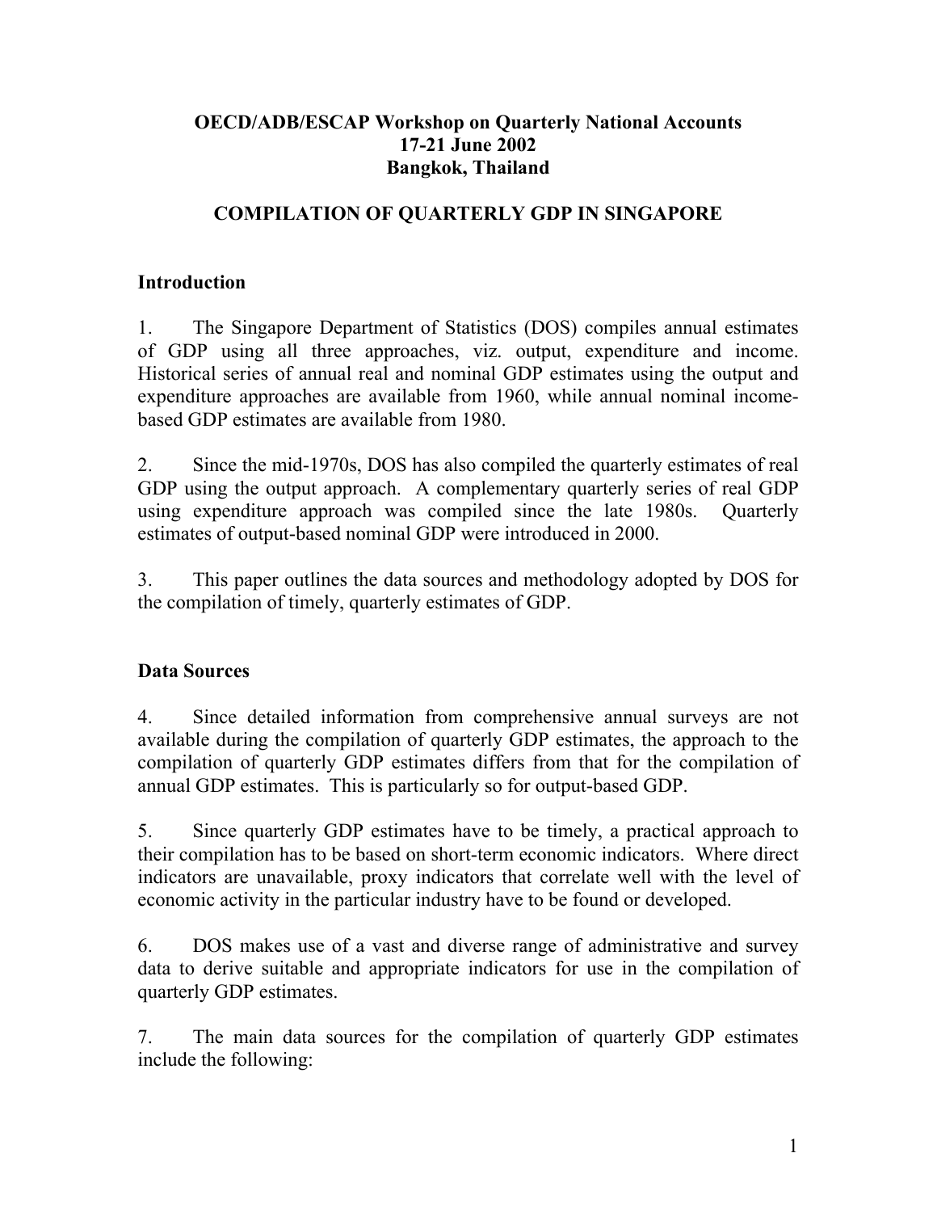**OECD/ADB/ESCAP Workshop on Quarterly National Accounts**
**17-21 June 2002**
**Bangkok, Thailand**

# COMPILATION OF QUARTERLY GDP IN SINGAPORE

## Introduction

1. The Singapore Department of Statistics (DOS) compiles annual estimates of GDP using all three approaches, viz. output, expenditure and income. Historical series of annual real and nominal GDP estimates using the output and expenditure approaches are available from 1960, while annual nominal income-based GDP estimates are available from 1980.

2. Since the mid-1970s, DOS has also compiled the quarterly estimates of real GDP using the output approach. A complementary quarterly series of real GDP using expenditure approach was compiled since the late 1980s. Quarterly estimates of output-based nominal GDP were introduced in 2000.

3. This paper outlines the data sources and methodology adopted by DOS for the compilation of timely, quarterly estimates of GDP.

## Data Sources

4. Since detailed information from comprehensive annual surveys are not available during the compilation of quarterly GDP estimates, the approach to the compilation of quarterly GDP estimates differs from that for the compilation of annual GDP estimates. This is particularly so for output-based GDP.

5. Since quarterly GDP estimates have to be timely, a practical approach to their compilation has to be based on short-term economic indicators. Where direct indicators are unavailable, proxy indicators that correlate well with the level of economic activity in the particular industry have to be found or developed.

6. DOS makes use of a vast and diverse range of administrative and survey data to derive suitable and appropriate indicators for use in the compilation of quarterly GDP estimates.

7. The main data sources for the compilation of quarterly GDP estimates include the following: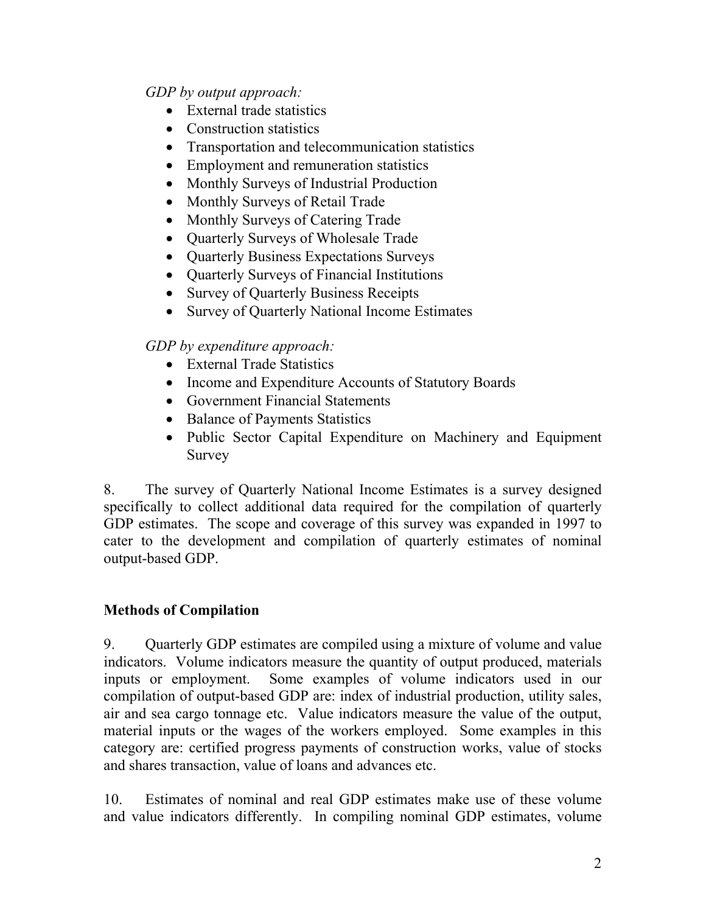*GDP by output approach:*

- External trade statistics
- Construction statistics
- Transportation and telecommunication statistics
- Employment and remuneration statistics
- Monthly Surveys of Industrial Production
- Monthly Surveys of Retail Trade
- Monthly Surveys of Catering Trade
- Quarterly Surveys of Wholesale Trade
- Quarterly Business Expectations Surveys
- Quarterly Surveys of Financial Institutions
- Survey of Quarterly Business Receipts
- Survey of Quarterly National Income Estimates

*GDP by expenditure approach:*

- External Trade Statistics
- Income and Expenditure Accounts of Statutory Boards
- Government Financial Statements
- Balance of Payments Statistics
- Public Sector Capital Expenditure on Machinery and Equipment Survey

8. The survey of Quarterly National Income Estimates is a survey designed specifically to collect additional data required for the compilation of quarterly GDP estimates. The scope and coverage of this survey was expanded in 1997 to cater to the development and compilation of quarterly estimates of nominal output-based GDP.

**Methods of Compilation**

9. Quarterly GDP estimates are compiled using a mixture of volume and value indicators. Volume indicators measure the quantity of output produced, materials inputs or employment. Some examples of volume indicators used in our compilation of output-based GDP are: index of industrial production, utility sales, air and sea cargo tonnage etc. Value indicators measure the value of the output, material inputs or the wages of the workers employed. Some examples in this category are: certified progress payments of construction works, value of stocks and shares transaction, value of loans and advances etc.

10. Estimates of nominal and real GDP estimates make use of these volume and value indicators differently. In compiling nominal GDP estimates, volume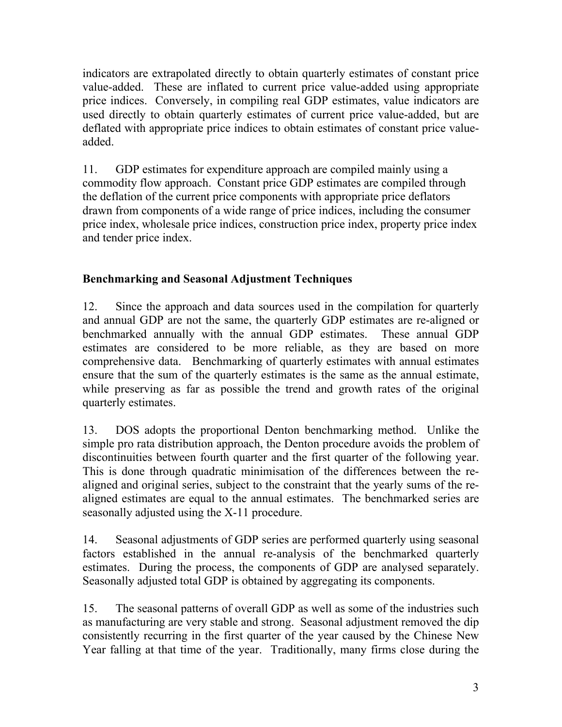indicators are extrapolated directly to obtain quarterly estimates of constant price value-added. These are inflated to current price value-added using appropriate price indices. Conversely, in compiling real GDP estimates, value indicators are used directly to obtain quarterly estimates of current price value-added, but are deflated with appropriate price indices to obtain estimates of constant price value-added.

11. GDP estimates for expenditure approach are compiled mainly using a commodity flow approach. Constant price GDP estimates are compiled through the deflation of the current price components with appropriate price deflators drawn from components of a wide range of price indices, including the consumer price index, wholesale price indices, construction price index, property price index and tender price index.

## Benchmarking and Seasonal Adjustment Techniques

12. Since the approach and data sources used in the compilation for quarterly and annual GDP are not the same, the quarterly GDP estimates are re-aligned or benchmarked annually with the annual GDP estimates. These annual GDP estimates are considered to be more reliable, as they are based on more comprehensive data. Benchmarking of quarterly estimates with annual estimates ensure that the sum of the quarterly estimates is the same as the annual estimate, while preserving as far as possible the trend and growth rates of the original quarterly estimates.

13. DOS adopts the proportional Denton benchmarking method. Unlike the simple pro rata distribution approach, the Denton procedure avoids the problem of discontinuities between fourth quarter and the first quarter of the following year. This is done through quadratic minimisation of the differences between the re-aligned and original series, subject to the constraint that the yearly sums of the re-aligned estimates are equal to the annual estimates. The benchmarked series are seasonally adjusted using the X-11 procedure.

14. Seasonal adjustments of GDP series are performed quarterly using seasonal factors established in the annual re-analysis of the benchmarked quarterly estimates. During the process, the components of GDP are analysed separately. Seasonally adjusted total GDP is obtained by aggregating its components.

15. The seasonal patterns of overall GDP as well as some of the industries such as manufacturing are very stable and strong. Seasonal adjustment removed the dip consistently recurring in the first quarter of the year caused by the Chinese New Year falling at that time of the year. Traditionally, many firms close during the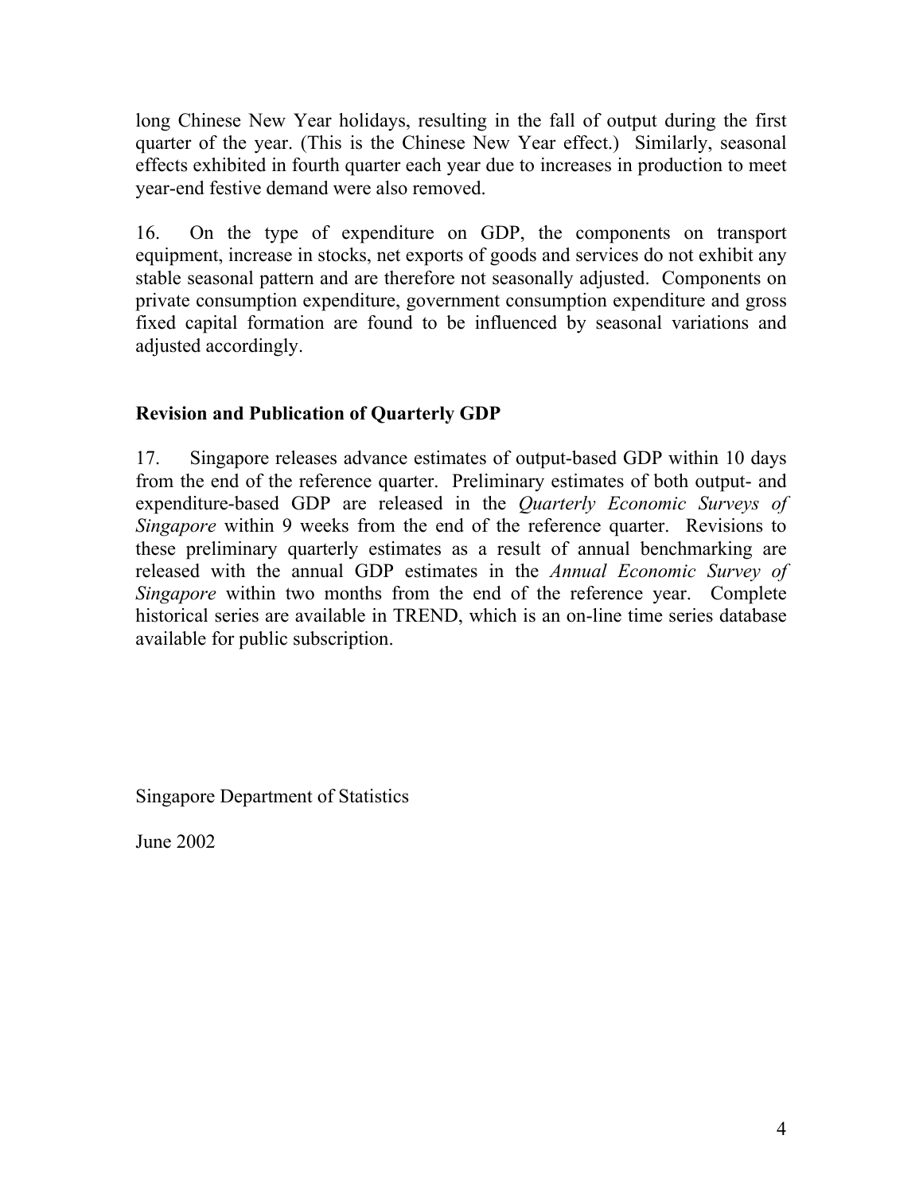long Chinese New Year holidays, resulting in the fall of output during the first quarter of the year. (This is the Chinese New Year effect.) Similarly, seasonal effects exhibited in fourth quarter each year due to increases in production to meet year-end festive demand were also removed.

16. On the type of expenditure on GDP, the components on transport equipment, increase in stocks, net exports of goods and services do not exhibit any stable seasonal pattern and are therefore not seasonally adjusted. Components on private consumption expenditure, government consumption expenditure and gross fixed capital formation are found to be influenced by seasonal variations and adjusted accordingly.

**Revision and Publication of Quarterly GDP**

17. Singapore releases advance estimates of output-based GDP within 10 days from the end of the reference quarter. Preliminary estimates of both output- and expenditure-based GDP are released in the *Quarterly Economic Surveys of Singapore* within 9 weeks from the end of the reference quarter. Revisions to these preliminary quarterly estimates as a result of annual benchmarking are released with the annual GDP estimates in the *Annual Economic Survey of Singapore* within two months from the end of the reference year. Complete historical series are available in TREND, which is an on-line time series database available for public subscription.

Singapore Department of Statistics

June 2002